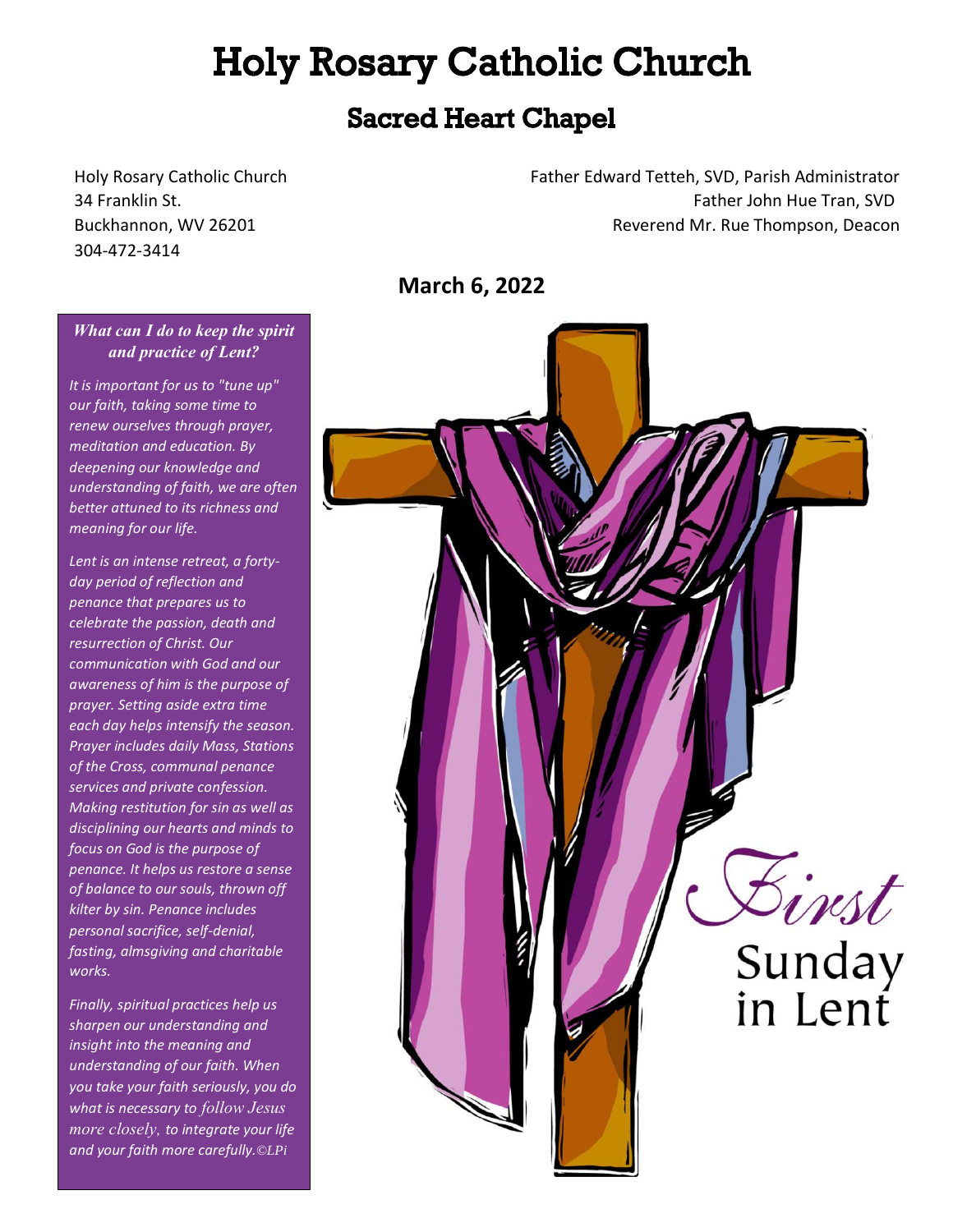# Holy Rosary Catholic Church

## Sacred Heart Chapel

Holy Rosary Catholic Church
34 Franklin St.
Buckhannon, WV 26201
304-472-3414

Father Edward Tetteh, SVD, Parish Administrator
Father John Hue Tran, SVD
Reverend Mr. Rue Thompson, Deacon

**March 6, 2022**

### *What can I do to keep the spirit and practice of Lent?*

*It is important for us to "tune up" our faith, taking some time to renew ourselves through prayer, meditation and education. By deepening our knowledge and understanding of faith, we are often better attuned to its richness and meaning for our life.*

*Lent is an intense retreat, a forty-day period of reflection and penance that prepares us to celebrate the passion, death and resurrection of Christ. Our communication with God and our awareness of him is the purpose of prayer. Setting aside extra time each day helps intensify the season. Prayer includes daily Mass, Stations of the Cross, communal penance services and private confession. Making restitution for sin as well as disciplining our hearts and minds to focus on God is the purpose of penance. It helps us restore a sense of balance to our souls, thrown off kilter by sin. Penance includes personal sacrifice, self-denial, fasting, almsgiving and charitable works.*

*Finally, spiritual practices help us sharpen our understanding and insight into the meaning and understanding of our faith. When you take your faith seriously, you do what is necessary to follow Jesus more closely, to integrate your life and your faith more carefully.©LPi*

First Sunday in Lent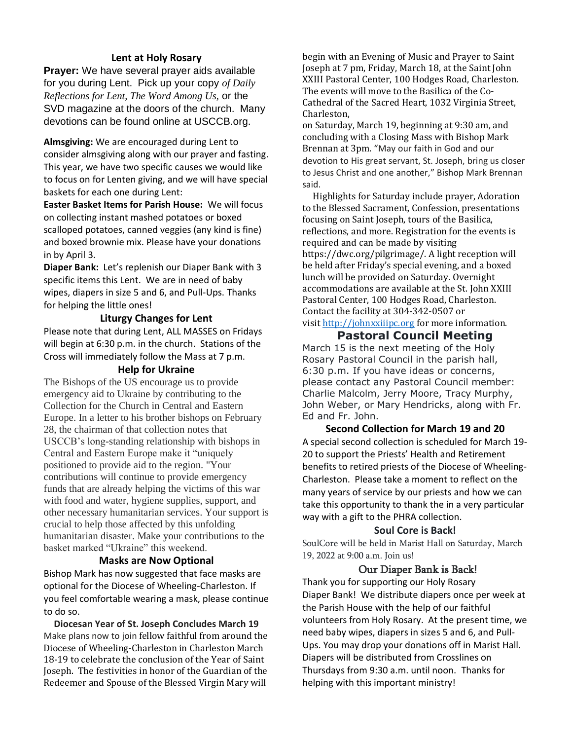## Lent at Holy Rosary

**Prayer:** We have several prayer aids available for you during Lent. Pick up your copy *of Daily Reflections for Lent, The Word Among Us*, or the SVD magazine at the doors of the church. Many devotions can be found online at USCCB.org.

**Almsgiving:** We are encouraged during Lent to consider almsgiving along with our prayer and fasting. This year, we have two specific causes we would like to focus on for Lenten giving, and we will have special baskets for each one during Lent:

**Easter Basket Items for Parish House:** We will focus on collecting instant mashed potatoes or boxed scalloped potatoes, canned veggies (any kind is fine) and boxed brownie mix. Please have your donations in by April 3.

**Diaper Bank:** Let's replenish our Diaper Bank with 3 specific items this Lent. We are in need of baby wipes, diapers in size 5 and 6, and Pull-Ups. Thanks for helping the little ones!

## Liturgy Changes for Lent

Please note that during Lent, ALL MASSES on Fridays will begin at 6:30 p.m. in the church. Stations of the Cross will immediately follow the Mass at 7 p.m.

## Help for Ukraine

The Bishops of the US encourage us to provide emergency aid to Ukraine by contributing to the Collection for the Church in Central and Eastern Europe. In a letter to his brother bishops on February 28, the chairman of that collection notes that USCCB's long-standing relationship with bishops in Central and Eastern Europe make it "uniquely positioned to provide aid to the region. "Your contributions will continue to provide emergency funds that are already helping the victims of this war with food and water, hygiene supplies, support, and other necessary humanitarian services. Your support is crucial to help those affected by this unfolding humanitarian disaster. Make your contributions to the basket marked "Ukraine" this weekend.

## Masks are Now Optional

Bishop Mark has now suggested that face masks are optional for the Diocese of Wheeling-Charleston. If you feel comfortable wearing a mask, please continue to do so.

## Diocesan Year of St. Joseph Concludes March 19

Make plans now to join fellow faithful from around the Diocese of Wheeling-Charleston in Charleston March 18-19 to celebrate the conclusion of the Year of Saint Joseph. The festivities in honor of the Guardian of the Redeemer and Spouse of the Blessed Virgin Mary will begin with an Evening of Music and Prayer to Saint Joseph at 7 pm, Friday, March 18, at the Saint John XXIII Pastoral Center, 100 Hodges Road, Charleston. The events will move to the Basilica of the Co-Cathedral of the Sacred Heart, 1032 Virginia Street, Charleston,

on Saturday, March 19, beginning at 9:30 am, and concluding with a Closing Mass with Bishop Mark Brennan at 3pm. "May our faith in God and our devotion to His great servant, St. Joseph, bring us closer to Jesus Christ and one another," Bishop Mark Brennan said.

Highlights for Saturday include prayer, Adoration to the Blessed Sacrament, Confession, presentations focusing on Saint Joseph, tours of the Basilica, reflections, and more. Registration for the events is required and can be made by visiting https://dwc.org/pilgrimage/. A light reception will be held after Friday's special evening, and a boxed lunch will be provided on Saturday. Overnight accommodations are available at the St. John XXIII Pastoral Center, 100 Hodges Road, Charleston. Contact the facility at 304-342-0507 or visit http://johnxxiiipc.org for more information.

## Pastoral Council Meeting

March 15 is the next meeting of the Holy Rosary Pastoral Council in the parish hall, 6:30 p.m. If you have ideas or concerns, please contact any Pastoral Council member: Charlie Malcolm, Jerry Moore, Tracy Murphy, John Weber, or Mary Hendricks, along with Fr. Ed and Fr. John.

## Second Collection for March 19 and 20

A special second collection is scheduled for March 19-20 to support the Priests' Health and Retirement benefits to retired priests of the Diocese of Wheeling-Charleston. Please take a moment to reflect on the many years of service by our priests and how we can take this opportunity to thank the in a very particular way with a gift to the PHRA collection.

## Soul Core is Back!

SoulCore will be held in Marist Hall on Saturday, March 19, 2022 at 9:00 a.m. Join us!

## Our Diaper Bank is Back!

Thank you for supporting our Holy Rosary Diaper Bank! We distribute diapers once per week at the Parish House with the help of our faithful volunteers from Holy Rosary. At the present time, we need baby wipes, diapers in sizes 5 and 6, and Pull-Ups. You may drop your donations off in Marist Hall. Diapers will be distributed from Crosslines on Thursdays from 9:30 a.m. until noon. Thanks for helping with this important ministry!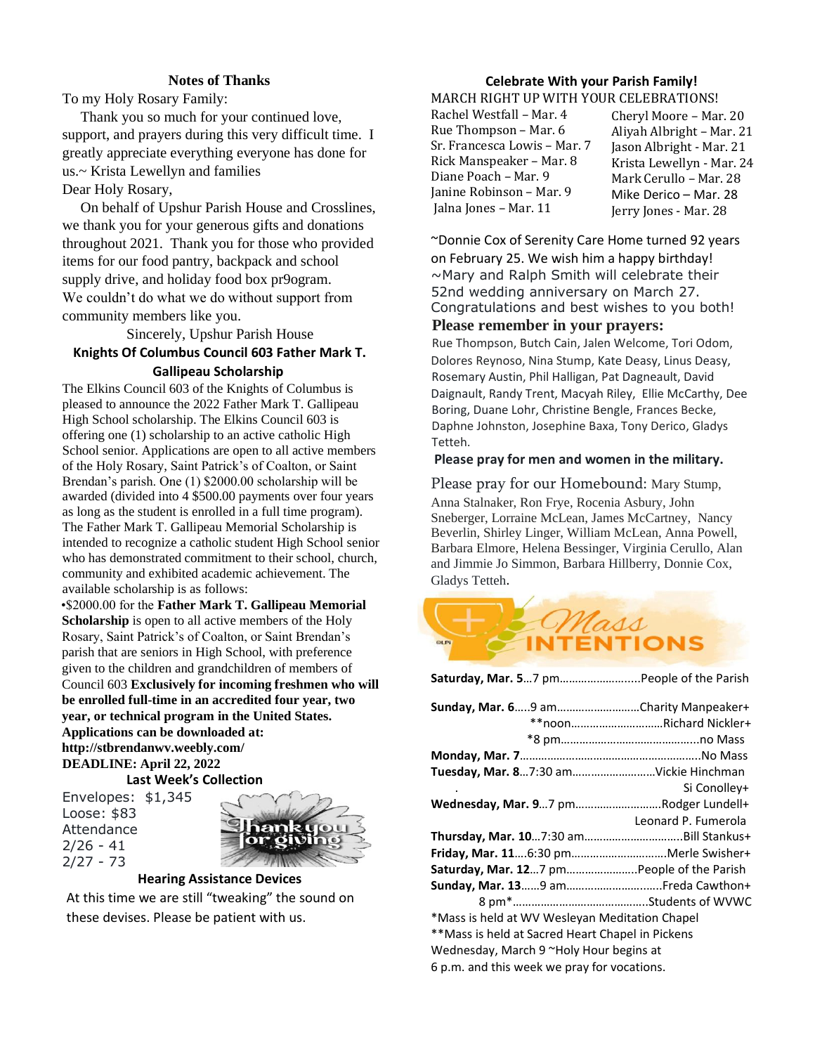## Notes of Thanks

To my Holy Rosary Family:

Thank you so much for your continued love, support, and prayers during this very difficult time. I greatly appreciate everything everyone has done for us.~ Krista Lewellyn and families

Dear Holy Rosary,

On behalf of Upshur Parish House and Crosslines, we thank you for your generous gifts and donations throughout 2021. Thank you for those who provided items for our food pantry, backpack and school supply drive, and holiday food box pr9ogram. We couldn't do what we do without support from community members like you.

Sincerely, Upshur Parish House

## Knights Of Columbus Council 603 Father Mark T. Gallipeau Scholarship

The Elkins Council 603 of the Knights of Columbus is pleased to announce the 2022 Father Mark T. Gallipeau High School scholarship. The Elkins Council 603 is offering one (1) scholarship to an active catholic High School senior. Applications are open to all active members of the Holy Rosary, Saint Patrick's of Coalton, or Saint Brendan's parish. One (1) $2000.00 scholarship will be awarded (divided into 4 $500.00 payments over four years as long as the student is enrolled in a full time program). The Father Mark T. Gallipeau Memorial Scholarship is intended to recognize a catholic student High School senior who has demonstrated commitment to their school, church, community and exhibited academic achievement. The available scholarship is as follows:

•$2000.00 for the **Father Mark T. Gallipeau Memorial Scholarship** is open to all active members of the Holy Rosary, Saint Patrick's of Coalton, or Saint Brendan's parish that are seniors in High School, with preference given to the children and grandchildren of members of Council 603 **Exclusively for incoming freshmen who will be enrolled full-time in an accredited four year, two year, or technical program in the United States. Applications can be downloaded at: http://stbrendanwv.weebly.com/**
**DEADLINE: April 22, 2022**

## Last Week's Collection

Envelopes: $1,345
Loose: $83
Attendance
2/26 - 41
2/27 - 73

## Hearing Assistance Devices

At this time we are still "tweaking" the sound on these devises. Please be patient with us.

## Celebrate With your Parish Family!

MARCH RIGHT UP WITH YOUR CELEBRATIONS!

Rachel Westfall – Mar. 4
Rue Thompson – Mar. 6
Sr. Francesca Lowis – Mar. 7
Rick Manspeaker – Mar. 8
Diane Poach – Mar. 9
Janine Robinson – Mar. 9
Jalna Jones – Mar. 11
Cheryl Moore – Mar. 20
Aliyah Albright – Mar. 21
Jason Albright - Mar. 21
Krista Lewellyn - Mar. 24
Mark Cerullo – Mar. 28
Mike Derico – Mar. 28
Jerry Jones - Mar. 28

~Donnie Cox of Serenity Care Home turned 92 years on February 25. We wish him a happy birthday!
~Mary and Ralph Smith will celebrate their 52nd wedding anniversary on March 27. Congratulations and best wishes to you both!

## Please remember in your prayers:

Rue Thompson, Butch Cain, Jalen Welcome, Tori Odom, Dolores Reynoso, Nina Stump, Kate Deasy, Linus Deasy, Rosemary Austin, Phil Halligan, Pat Dagneault, David Daignault, Randy Trent, Macyah Riley, Ellie McCarthy, Dee Boring, Duane Lohr, Christine Bengle, Frances Becke, Daphne Johnston, Josephine Baxa, Tony Derico, Gladys Tetteh.

**Please pray for men and women in the military.**

Please pray for our Homebound: Mary Stump, Anna Stalnaker, Ron Frye, Rocenia Asbury, John Sneberger, Lorraine McLean, James McCartney, Nancy Beverlin, Shirley Linger, William McLean, Anna Powell, Barbara Elmore, Helena Bessinger, Virginia Cerullo, Alan and Jimmie Jo Simmon, Barbara Hillberry, Donnie Cox, Gladys Tetteh.

## Mass INTENTIONS

**Saturday, Mar. 5**…7 pm……………………...People of the Parish

**Sunday, Mar. 6**…..9 am……………………..Charity Manpeaker+
**noon………………………..Richard Nickler+
*8 pm……………………………………...no Mass
**Monday, Mar. 7**……………………………………………….No Mass
**Tuesday, Mar. 8**…7:30 am……………………..Vickie Hinchman
Si Conolley+
**Wednesday, Mar. 9**…7 pm……………………..Rodger Lundell+
Leonard P. Fumerola
**Thursday, Mar. 10**…7:30 am…………………………..Bill Stankus+
**Friday, Mar. 11**….6:30 pm…………………………..Merle Swisher+
**Saturday, Mar. 12**…7 pm…………………..People of the Parish
**Sunday, Mar. 13**……9 am…………………………..Freda Cawthon+
8 pm*……………………………………..Students of WVWC

*Mass is held at WV Wesleyan Meditation Chapel
**Mass is held at Sacred Heart Chapel in Pickens
Wednesday, March 9 ~Holy Hour begins at 6 p.m. and this week we pray for vocations.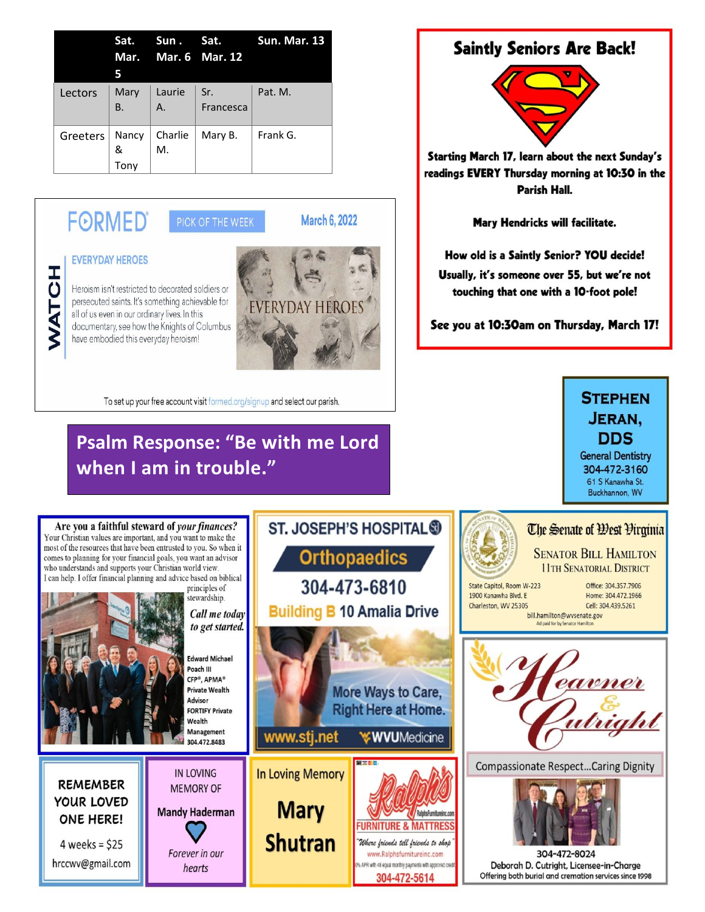| | Sat. Mar. 5 | Sun . Mar. 6 | Sat. Mar. 12 | Sun. Mar. 13 |
|---|---|---|---|---|
| Lectors | Mary B. | Laurie A. | Sr. Francesca | Pat. M. |
| Greeters | Nancy & Tony | Charlie M. | Mary B. | Frank G. |

## Saintly Seniors Are Back!

**Starting March 17, learn about the next Sunday's readings EVERY Thursday morning at 10:30 in the Parish Hall.**

**Mary Hendricks will facilitate.**

**How old is a Saintly Senior? YOU decide! Usually, it's someone over 55, but we're not touching that one with a 10-foot pole!**

**See you at 10:30am on Thursday, March 17!**

FORMED — PICK OF THE WEEK — March 6, 2022

WATCH

**EVERYDAY HEROES**

Heroism isn't restricted to decorated soldiers or persecuted saints. It's something achievable for all of us even in our ordinary lives. In this documentary, see how the Knights of Columbus have embodied this everyday heroism!

EVERYDAY HEROES

To set up your free account visit formed.org/signup and select our parish.

## Psalm Response: "Be with me Lord when I am in trouble."

**STEPHEN JERAN, DDS**
General Dentistry
304-472-3160
61 S Kanawha St.
Buckhannon, WV

**Are you a faithful steward of *your finances?***
Your Christian values are important, and you want to make the most of the resources that have been entrusted to you. So when it comes to planning for your financial goals, you want an advisor who understands and supports your Christian world view. I can help. I offer financial planning and advice based on biblical principles of stewardship.

*Call me today to get started.*

Edward Michael Poach III
CFP®, APMA®
Private Wealth Advisor
FORTIFY Private Wealth Management
304.472.8483

**ST. JOSEPH'S HOSPITAL**
**Orthopaedics**
304-473-6810
Building B 10 Amalia Drive
More Ways to Care, Right Here at Home.
www.stj.net — WVUMedicine

**The Senate of West Virginia**
SENATOR BILL HAMILTON
11TH SENATORIAL DISTRICT
State Capitol, Room W-223
1900 Kanawha Blvd. E
Charleston, WV 25305
Office: 304.357.7906
Home: 304.472.1966
Cell: 304.439.5261
bill.hamilton@wvsenate.gov
Ad paid for by Senator Hamilton

**Heavner & Cutright**
Compassionate Respect…Caring Dignity
304-472-8024
Deborah D. Cutright, Licensee-in-Charge
Offering both burial and cremation services since 1998

**REMEMBER YOUR LOVED ONE HERE!**
4 weeks = $25
hrccwv@gmail.com

IN LOVING MEMORY OF
**Mandy Haderman**
*Forever in our hearts*

In Loving Memory
**Mary Shutran**

**Ralph's**
RalphsFurnitureinc.com
FURNITURE & MATTRESS
*"Where friends tell friends to shop"*
www.Ralphsfurnitureinc.com
0% APR with 48 equal monthly payments with approved credit
304-472-5614